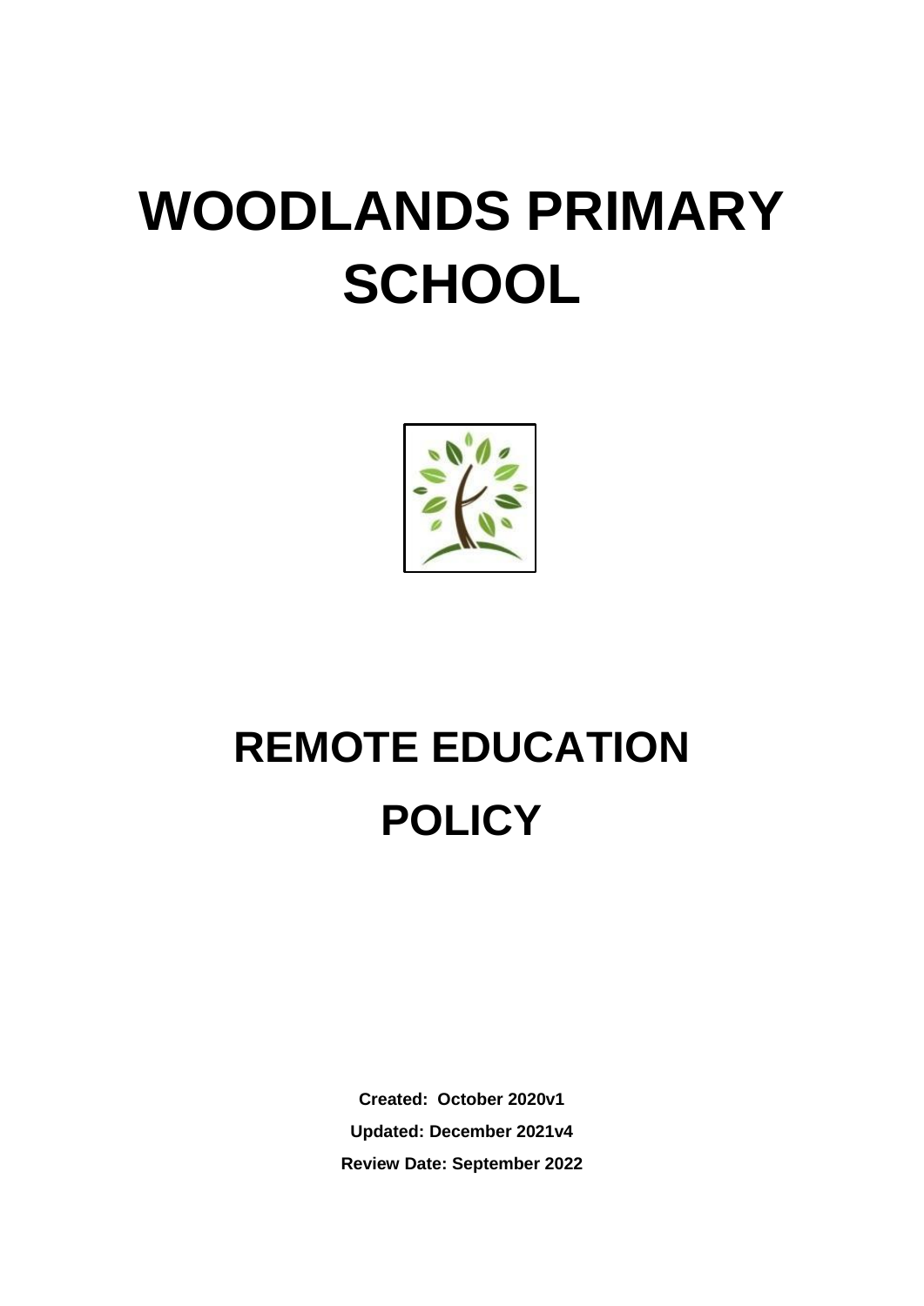# WOODLANDS PRIMARY SCHOOL

# REMOTE EDUCATION POLICY

**Created: October 2020v1**

**Updated: December 2021v4**

**Review Date: September 2022**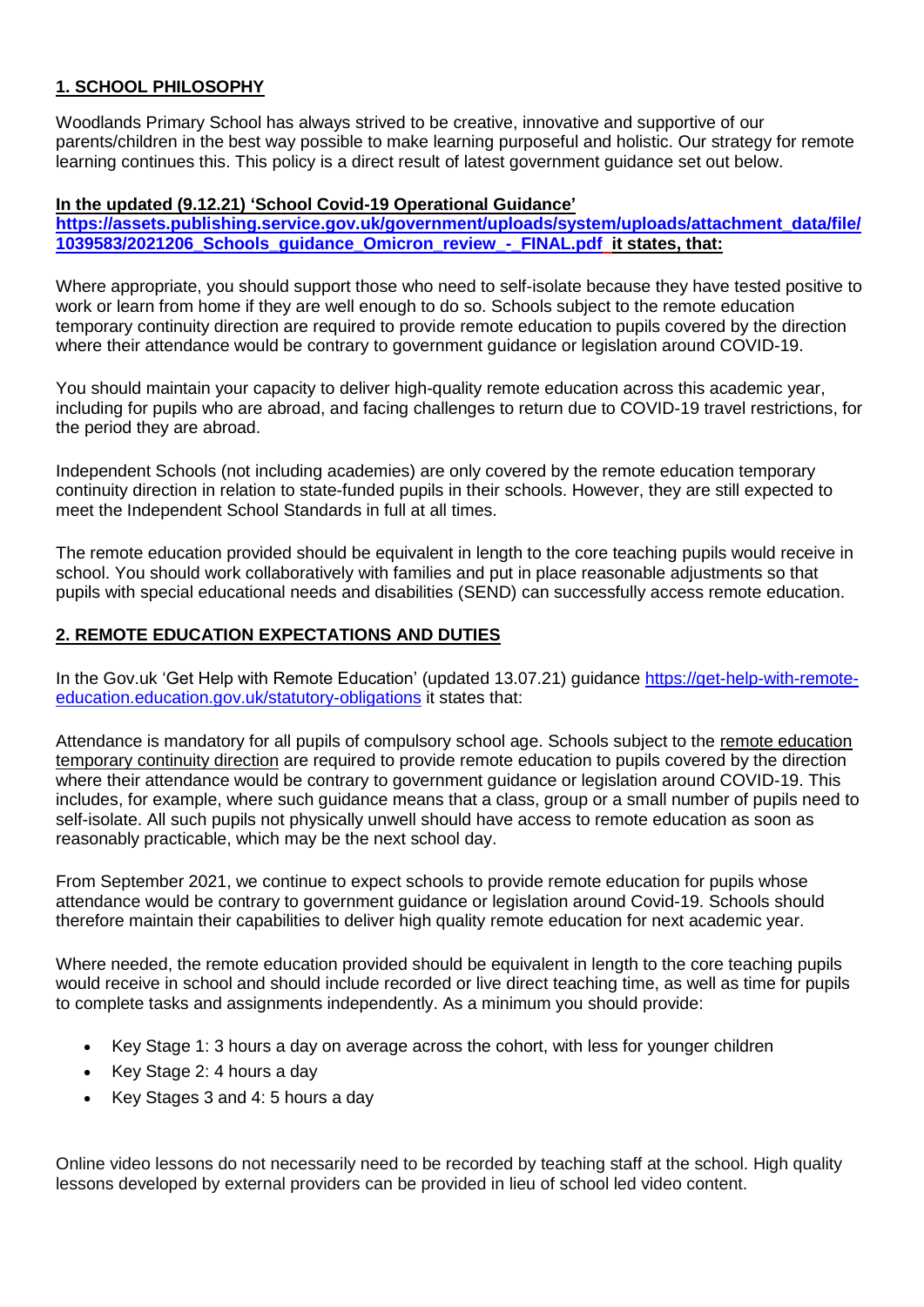## **1. SCHOOL PHILOSOPHY**

Woodlands Primary School has always strived to be creative, innovative and supportive of our parents/children in the best way possible to make learning purposeful and holistic. Our strategy for remote learning continues this. This policy is a direct result of latest government guidance set out below.

**In the updated (9.12.21) 'School Covid-19 Operational Guidance' [https://assets.publishing.service.gov.uk/government/uploads/system/uploads/attachment_data/file/1039583/2021206_Schools_guidance_Omicron_review_-_FINAL.pdf](https://assets.publishing.service.gov.uk/government/uploads/system/uploads/attachment_data/file/1039583/2021206_Schools_guidance_Omicron_review_-_FINAL.pdf) it states, that:**

Where appropriate, you should support those who need to self-isolate because they have tested positive to work or learn from home if they are well enough to do so. Schools subject to the remote education temporary continuity direction are required to provide remote education to pupils covered by the direction where their attendance would be contrary to government guidance or legislation around COVID-19.

You should maintain your capacity to deliver high-quality remote education across this academic year, including for pupils who are abroad, and facing challenges to return due to COVID-19 travel restrictions, for the period they are abroad.

Independent Schools (not including academies) are only covered by the remote education temporary continuity direction in relation to state-funded pupils in their schools. However, they are still expected to meet the Independent School Standards in full at all times.

The remote education provided should be equivalent in length to the core teaching pupils would receive in school. You should work collaboratively with families and put in place reasonable adjustments so that pupils with special educational needs and disabilities (SEND) can successfully access remote education.

## **2. REMOTE EDUCATION EXPECTATIONS AND DUTIES**

In the Gov.uk 'Get Help with Remote Education' (updated 13.07.21) guidance [https://get-help-with-remote-education.education.gov.uk/statutory-obligations](https://get-help-with-remote-education.education.gov.uk/statutory-obligations) it states that:

Attendance is mandatory for all pupils of compulsory school age. Schools subject to the remote education temporary continuity direction are required to provide remote education to pupils covered by the direction where their attendance would be contrary to government guidance or legislation around COVID-19. This includes, for example, where such guidance means that a class, group or a small number of pupils need to self-isolate. All such pupils not physically unwell should have access to remote education as soon as reasonably practicable, which may be the next school day.

From September 2021, we continue to expect schools to provide remote education for pupils whose attendance would be contrary to government guidance or legislation around Covid-19. Schools should therefore maintain their capabilities to deliver high quality remote education for next academic year.

Where needed, the remote education provided should be equivalent in length to the core teaching pupils would receive in school and should include recorded or live direct teaching time, as well as time for pupils to complete tasks and assignments independently. As a minimum you should provide:

- Key Stage 1: 3 hours a day on average across the cohort, with less for younger children
- Key Stage 2: 4 hours a day
- Key Stages 3 and 4: 5 hours a day

Online video lessons do not necessarily need to be recorded by teaching staff at the school. High quality lessons developed by external providers can be provided in lieu of school led video content.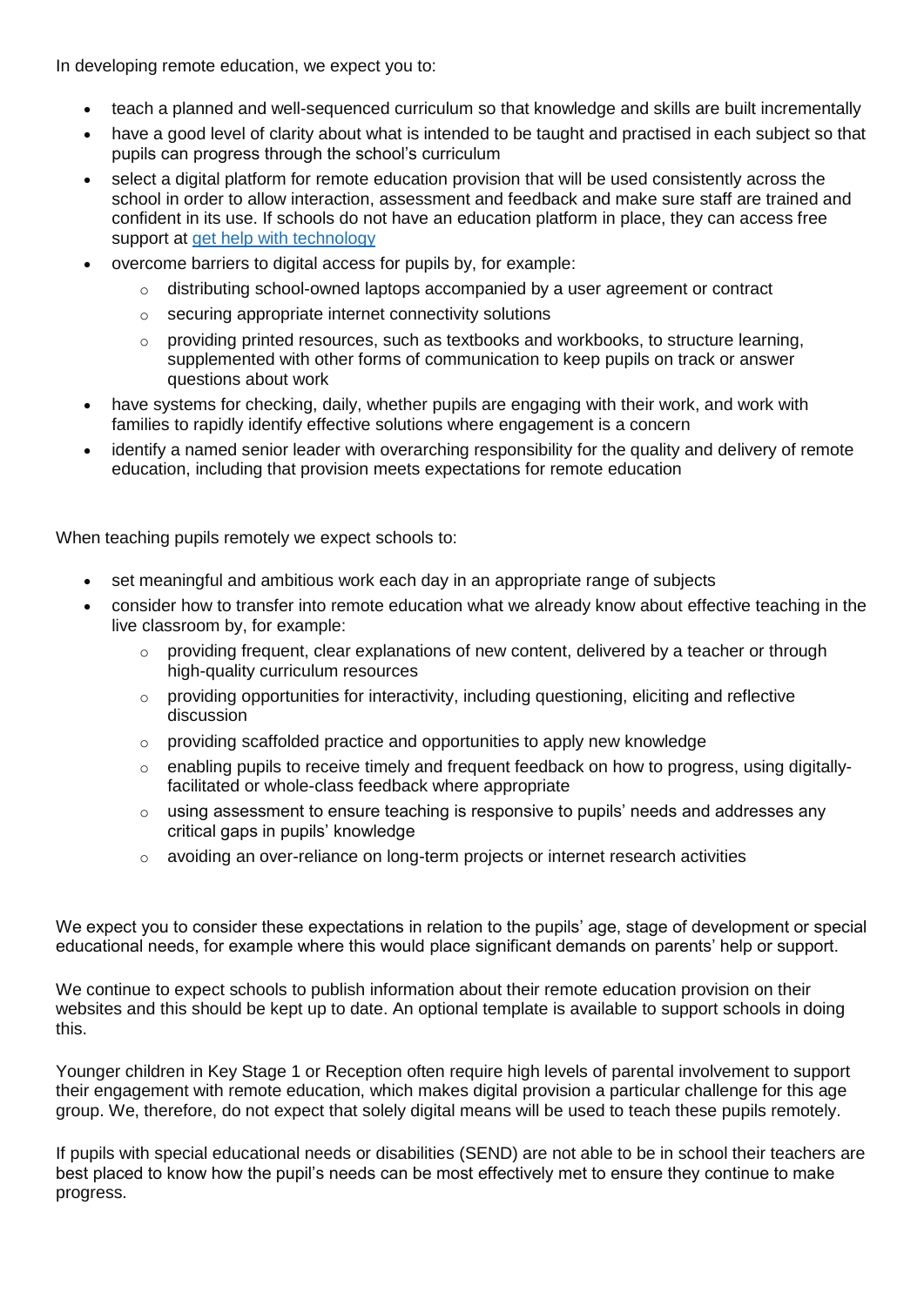In developing remote education, we expect you to:

- teach a planned and well-sequenced curriculum so that knowledge and skills are built incrementally
- have a good level of clarity about what is intended to be taught and practised in each subject so that pupils can progress through the school's curriculum
- select a digital platform for remote education provision that will be used consistently across the school in order to allow interaction, assessment and feedback and make sure staff are trained and confident in its use. If schools do not have an education platform in place, they can access free support at [get help with technology]()
- overcome barriers to digital access for pupils by, for example:
  - distributing school-owned laptops accompanied by a user agreement or contract
  - securing appropriate internet connectivity solutions
  - providing printed resources, such as textbooks and workbooks, to structure learning, supplemented with other forms of communication to keep pupils on track or answer questions about work
- have systems for checking, daily, whether pupils are engaging with their work, and work with families to rapidly identify effective solutions where engagement is a concern
- identify a named senior leader with overarching responsibility for the quality and delivery of remote education, including that provision meets expectations for remote education

When teaching pupils remotely we expect schools to:

- set meaningful and ambitious work each day in an appropriate range of subjects
- consider how to transfer into remote education what we already know about effective teaching in the live classroom by, for example:
  - providing frequent, clear explanations of new content, delivered by a teacher or through high-quality curriculum resources
  - providing opportunities for interactivity, including questioning, eliciting and reflective discussion
  - providing scaffolded practice and opportunities to apply new knowledge
  - enabling pupils to receive timely and frequent feedback on how to progress, using digitally-facilitated or whole-class feedback where appropriate
  - using assessment to ensure teaching is responsive to pupils' needs and addresses any critical gaps in pupils' knowledge
  - avoiding an over-reliance on long-term projects or internet research activities

We expect you to consider these expectations in relation to the pupils' age, stage of development or special educational needs, for example where this would place significant demands on parents' help or support.

We continue to expect schools to publish information about their remote education provision on their websites and this should be kept up to date. An optional template is available to support schools in doing this.

Younger children in Key Stage 1 or Reception often require high levels of parental involvement to support their engagement with remote education, which makes digital provision a particular challenge for this age group. We, therefore, do not expect that solely digital means will be used to teach these pupils remotely.

If pupils with special educational needs or disabilities (SEND) are not able to be in school their teachers are best placed to know how the pupil's needs can be most effectively met to ensure they continue to make progress.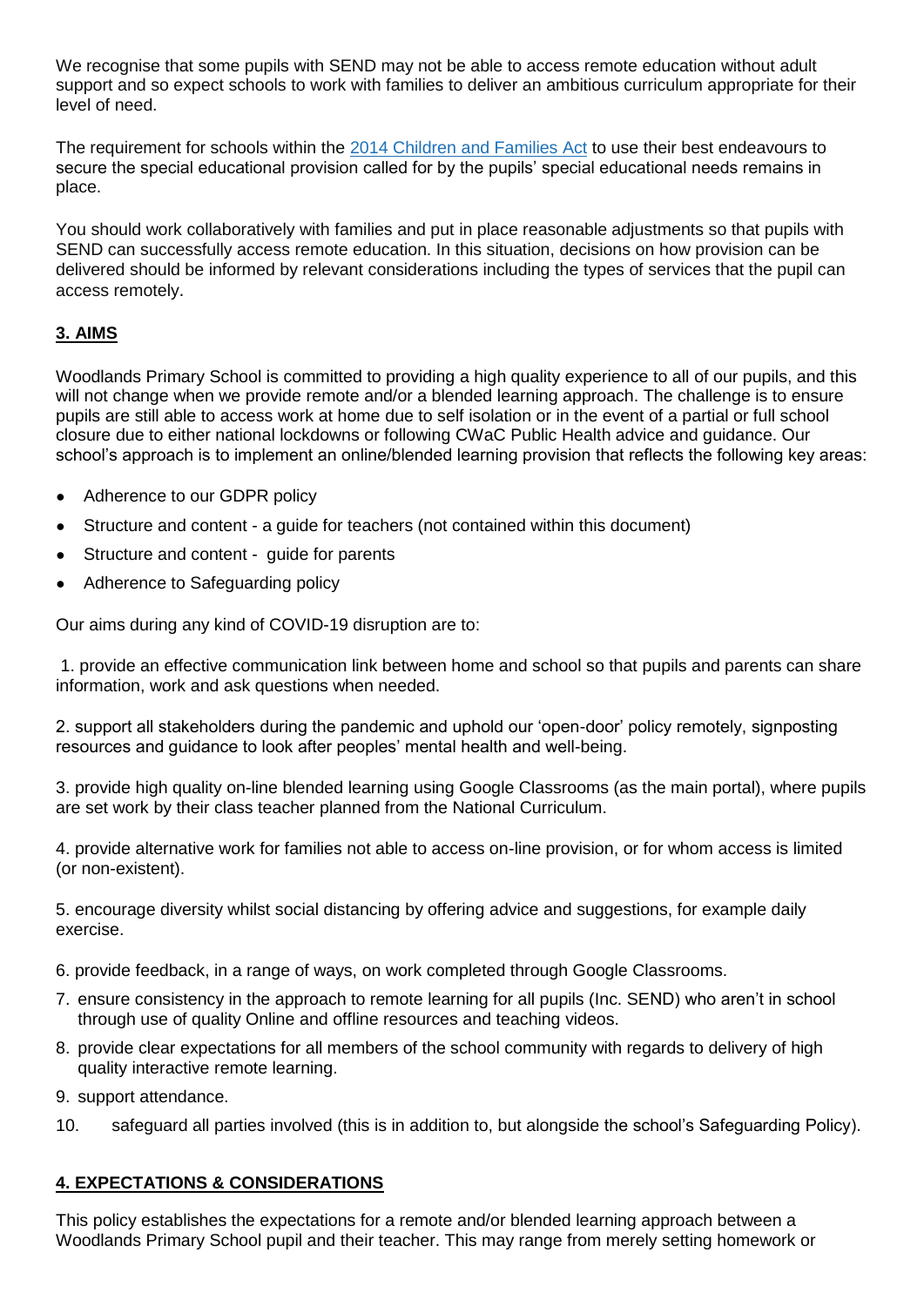We recognise that some pupils with SEND may not be able to access remote education without adult support and so expect schools to work with families to deliver an ambitious curriculum appropriate for their level of need.

The requirement for schools within the [2014 Children and Families Act](#) to use their best endeavours to secure the special educational provision called for by the pupils' special educational needs remains in place.

You should work collaboratively with families and put in place reasonable adjustments so that pupils with SEND can successfully access remote education. In this situation, decisions on how provision can be delivered should be informed by relevant considerations including the types of services that the pupil can access remotely.

## **3. AIMS**

Woodlands Primary School is committed to providing a high quality experience to all of our pupils, and this will not change when we provide remote and/or a blended learning approach. The challenge is to ensure pupils are still able to access work at home due to self isolation or in the event of a partial or full school closure due to either national lockdowns or following CWaC Public Health advice and guidance. Our school's approach is to implement an online/blended learning provision that reflects the following key areas:

- Adherence to our GDPR policy
- Structure and content - a guide for teachers (not contained within this document)
- Structure and content - guide for parents
- Adherence to Safeguarding policy

Our aims during any kind of COVID-19 disruption are to:

1. provide an effective communication link between home and school so that pupils and parents can share information, work and ask questions when needed.

2. support all stakeholders during the pandemic and uphold our 'open-door' policy remotely, signposting resources and guidance to look after peoples' mental health and well-being.

3. provide high quality on-line blended learning using Google Classrooms (as the main portal), where pupils are set work by their class teacher planned from the National Curriculum.

4. provide alternative work for families not able to access on-line provision, or for whom access is limited (or non-existent).

5. encourage diversity whilst social distancing by offering advice and suggestions, for example daily exercise.

6. provide feedback, in a range of ways, on work completed through Google Classrooms.
7. ensure consistency in the approach to remote learning for all pupils (Inc. SEND) who aren't in school through use of quality Online and offline resources and teaching videos.
8. provide clear expectations for all members of the school community with regards to delivery of high quality interactive remote learning.
9. support attendance.
10. safeguard all parties involved (this is in addition to, but alongside the school's Safeguarding Policy).

## **4. EXPECTATIONS & CONSIDERATIONS**

This policy establishes the expectations for a remote and/or blended learning approach between a Woodlands Primary School pupil and their teacher. This may range from merely setting homework or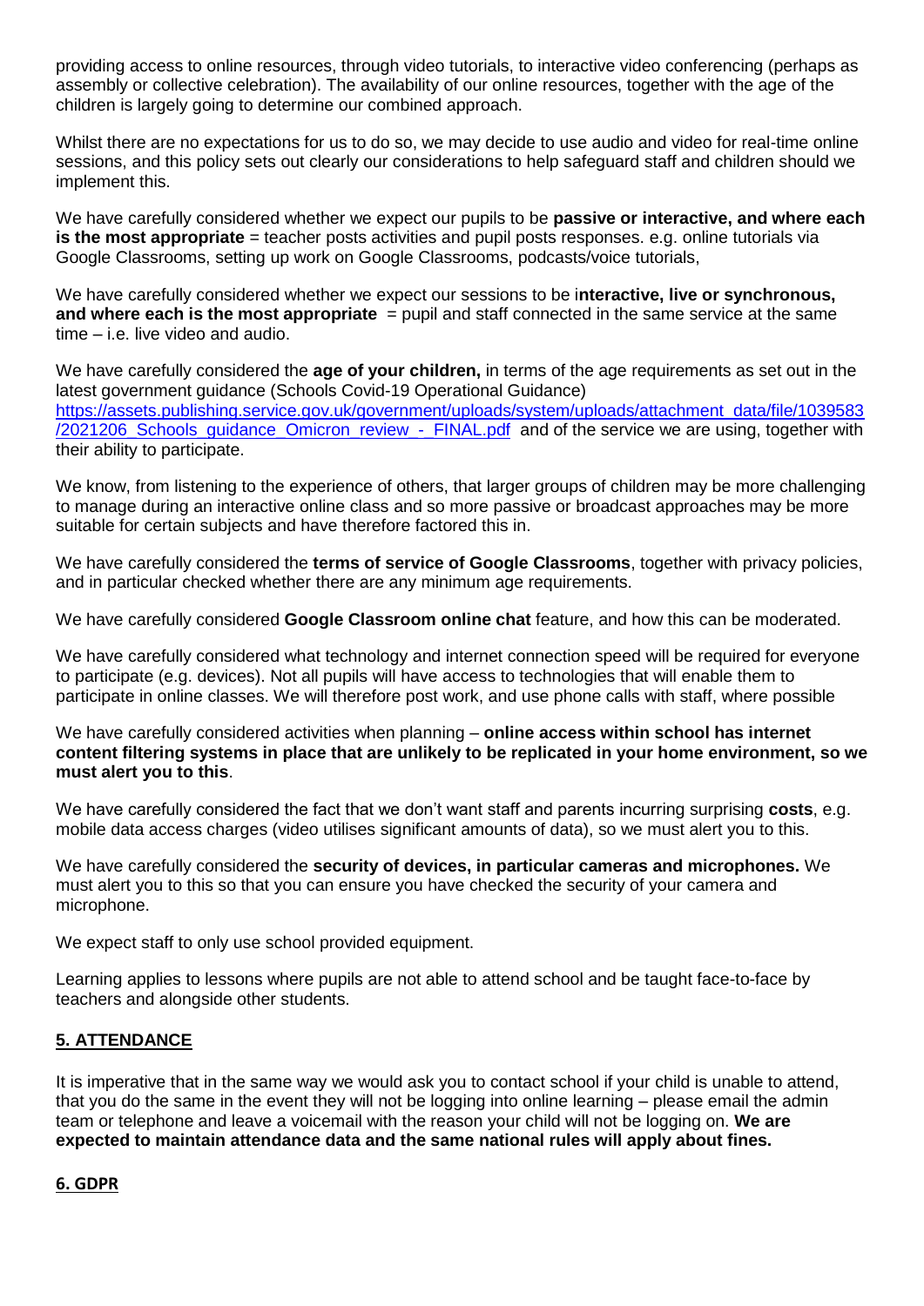providing access to online resources, through video tutorials, to interactive video conferencing (perhaps as assembly or collective celebration). The availability of our online resources, together with the age of the children is largely going to determine our combined approach.

Whilst there are no expectations for us to do so, we may decide to use audio and video for real-time online sessions, and this policy sets out clearly our considerations to help safeguard staff and children should we implement this.

We have carefully considered whether we expect our pupils to be **passive or interactive, and where each is the most appropriate** = teacher posts activities and pupil posts responses. e.g. online tutorials via Google Classrooms, setting up work on Google Classrooms, podcasts/voice tutorials,

We have carefully considered whether we expect our sessions to be i**nteractive, live or synchronous, and where each is the most appropriate** = pupil and staff connected in the same service at the same time – i.e. live video and audio.

We have carefully considered the **age of your children,** in terms of the age requirements as set out in the latest government guidance (Schools Covid-19 Operational Guidance) [https://assets.publishing.service.gov.uk/government/uploads/system/uploads/attachment_data/file/1039583/2021206_Schools_guidance_Omicron_review_-_FINAL.pdf](https://assets.publishing.service.gov.uk/government/uploads/system/uploads/attachment_data/file/1039583/2021206_Schools_guidance_Omicron_review_-_FINAL.pdf) and of the service we are using, together with their ability to participate.

We know, from listening to the experience of others, that larger groups of children may be more challenging to manage during an interactive online class and so more passive or broadcast approaches may be more suitable for certain subjects and have therefore factored this in.

We have carefully considered the **terms of service of Google Classrooms**, together with privacy policies, and in particular checked whether there are any minimum age requirements.

We have carefully considered **Google Classroom online chat** feature, and how this can be moderated.

We have carefully considered what technology and internet connection speed will be required for everyone to participate (e.g. devices). Not all pupils will have access to technologies that will enable them to participate in online classes. We will therefore post work, and use phone calls with staff, where possible

We have carefully considered activities when planning – **online access within school has internet content filtering systems in place that are unlikely to be replicated in your home environment, so we must alert you to this**.

We have carefully considered the fact that we don't want staff and parents incurring surprising **costs**, e.g. mobile data access charges (video utilises significant amounts of data), so we must alert you to this.

We have carefully considered the **security of devices, in particular cameras and microphones.** We must alert you to this so that you can ensure you have checked the security of your camera and microphone.

We expect staff to only use school provided equipment.

Learning applies to lessons where pupils are not able to attend school and be taught face-to-face by teachers and alongside other students.

## 5. ATTENDANCE

It is imperative that in the same way we would ask you to contact school if your child is unable to attend, that you do the same in the event they will not be logging into online learning – please email the admin team or telephone and leave a voicemail with the reason your child will not be logging on. **We are expected to maintain attendance data and the same national rules will apply about fines.**

## 6. GDPR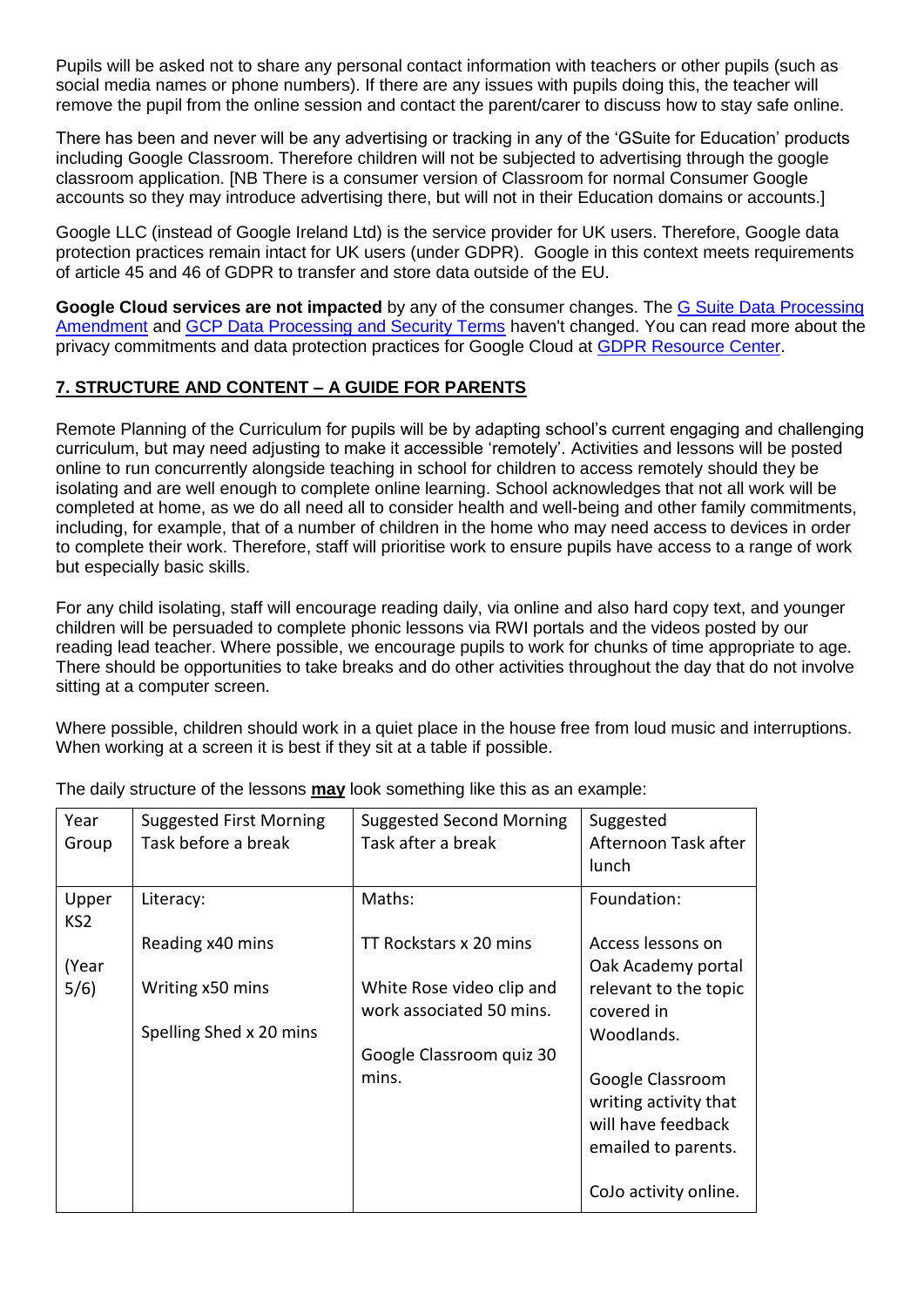Pupils will be asked not to share any personal contact information with teachers or other pupils (such as social media names or phone numbers). If there are any issues with pupils doing this, the teacher will remove the pupil from the online session and contact the parent/carer to discuss how to stay safe online.

There has been and never will be any advertising or tracking in any of the 'GSuite for Education' products including Google Classroom. Therefore children will not be subjected to advertising through the google classroom application. [NB There is a consumer version of Classroom for normal Consumer Google accounts so they may introduce advertising there, but will not in their Education domains or accounts.]

Google LLC (instead of Google Ireland Ltd) is the service provider for UK users. Therefore, Google data protection practices remain intact for UK users (under GDPR). Google in this context meets requirements of article 45 and 46 of GDPR to transfer and store data outside of the EU.

**Google Cloud services are not impacted** by any of the consumer changes. The G Suite Data Processing Amendment and GCP Data Processing and Security Terms haven't changed. You can read more about the privacy commitments and data protection practices for Google Cloud at GDPR Resource Center.

## 7. STRUCTURE AND CONTENT – A GUIDE FOR PARENTS

Remote Planning of the Curriculum for pupils will be by adapting school's current engaging and challenging curriculum, but may need adjusting to make it accessible 'remotely'. Activities and lessons will be posted online to run concurrently alongside teaching in school for children to access remotely should they be isolating and are well enough to complete online learning. School acknowledges that not all work will be completed at home, as we do all need all to consider health and well-being and other family commitments, including, for example, that of a number of children in the home who may need access to devices in order to complete their work. Therefore, staff will prioritise work to ensure pupils have access to a range of work but especially basic skills.

For any child isolating, staff will encourage reading daily, via online and also hard copy text, and younger children will be persuaded to complete phonic lessons via RWI portals and the videos posted by our reading lead teacher. Where possible, we encourage pupils to work for chunks of time appropriate to age. There should be opportunities to take breaks and do other activities throughout the day that do not involve sitting at a computer screen.

Where possible, children should work in a quiet place in the house free from loud music and interruptions. When working at a screen it is best if they sit at a table if possible.

The daily structure of the lessons **may** look something like this as an example:

| Year Group | Suggested First Morning Task before a break | Suggested Second Morning Task after a break | Suggested Afternoon Task after lunch |
|---|---|---|---|
| Upper KS2<br><br>(Year 5/6) | Literacy:<br><br>Reading x40 mins<br><br>Writing x50 mins<br><br>Spelling Shed x 20 mins | Maths:<br><br>TT Rockstars x 20 mins<br><br>White Rose video clip and work associated 50 mins.<br><br>Google Classroom quiz 30 mins. | Foundation:<br><br>Access lessons on Oak Academy portal relevant to the topic covered in Woodlands.<br><br>Google Classroom writing activity that will have feedback emailed to parents.<br><br>CoJo activity online. |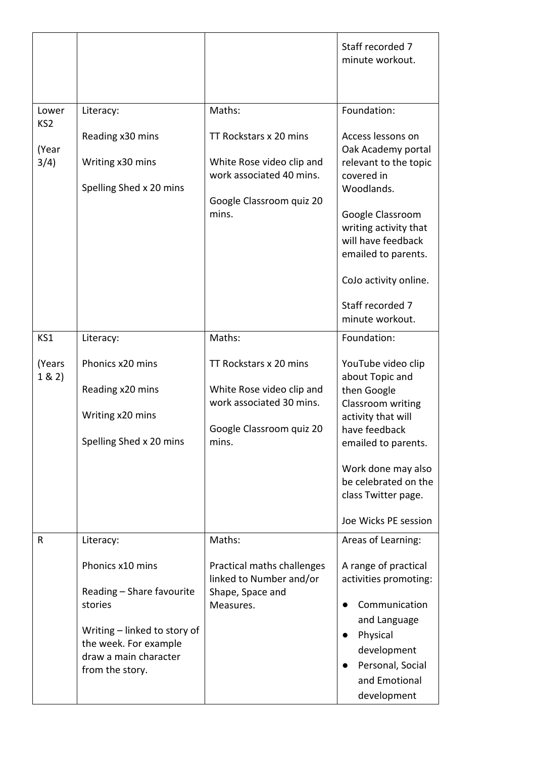| | | | |
|---|---|---|---|
| | | | Staff recorded 7 minute workout. |
| Lower KS2<br><br>(Year 3/4) | Literacy:<br><br>Reading x30 mins<br><br>Writing x30 mins<br><br>Spelling Shed x 20 mins | Maths:<br><br>TT Rockstars x 20 mins<br><br>White Rose video clip and work associated 40 mins.<br><br>Google Classroom quiz 20 mins. | Foundation:<br><br>Access lessons on Oak Academy portal relevant to the topic covered in Woodlands.<br><br>Google Classroom writing activity that will have feedback emailed to parents.<br><br>CoJo activity online.<br><br>Staff recorded 7 minute workout. |
| KS1<br><br>(Years 1 & 2) | Literacy:<br><br>Phonics x20 mins<br><br>Reading x20 mins<br><br>Writing x20 mins<br><br>Spelling Shed x 20 mins | Maths:<br><br>TT Rockstars x 20 mins<br><br>White Rose video clip and work associated 30 mins.<br><br>Google Classroom quiz 20 mins. | Foundation:<br><br>YouTube video clip about Topic and then Google Classroom writing activity that will have feedback emailed to parents.<br><br>Work done may also be celebrated on the class Twitter page.<br><br>Joe Wicks PE session |
| R | Literacy:<br><br>Phonics x10 mins<br><br>Reading – Share favourite stories<br><br>Writing – linked to story of the week. For example draw a main character from the story. | Maths:<br><br>Practical maths challenges linked to Number and/or Shape, Space and Measures. | Areas of Learning:<br><br>A range of practical activities promoting:<br><br>● Communication and Language<br>● Physical development<br>● Personal, Social and Emotional development |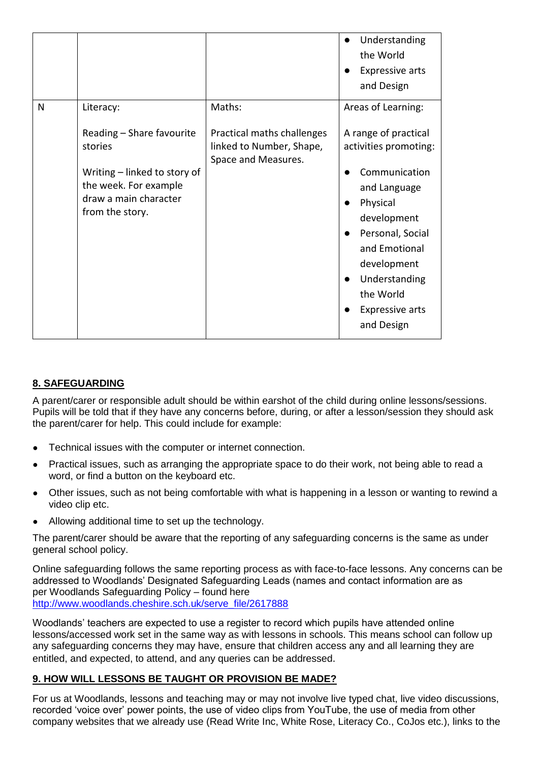| | | | |
|---|---|---|---|
| | | | • Understanding the World<br>• Expressive arts and Design |
| N | Literacy:<br><br>Reading – Share favourite stories<br><br>Writing – linked to story of the week. For example draw a main character from the story. | Maths:<br><br>Practical maths challenges linked to Number, Shape, Space and Measures. | Areas of Learning:<br><br>A range of practical activities promoting:<br><br>• Communication and Language<br>• Physical development<br>• Personal, Social and Emotional development<br>• Understanding the World<br>• Expressive arts and Design |

## 8. SAFEGUARDING

A parent/carer or responsible adult should be within earshot of the child during online lessons/sessions. Pupils will be told that if they have any concerns before, during, or after a lesson/session they should ask the parent/carer for help. This could include for example:

- Technical issues with the computer or internet connection.
- Practical issues, such as arranging the appropriate space to do their work, not being able to read a word, or find a button on the keyboard etc.
- Other issues, such as not being comfortable with what is happening in a lesson or wanting to rewind a video clip etc.
- Allowing additional time to set up the technology.

The parent/carer should be aware that the reporting of any safeguarding concerns is the same as under general school policy.

Online safeguarding follows the same reporting process as with face-to-face lessons. Any concerns can be addressed to Woodlands' Designated Safeguarding Leads (names and contact information are as per Woodlands Safeguarding Policy – found here http://www.woodlands.cheshire.sch.uk/serve_file/2617888

Woodlands' teachers are expected to use a register to record which pupils have attended online lessons/accessed work set in the same way as with lessons in schools. This means school can follow up any safeguarding concerns they may have, ensure that children access any and all learning they are entitled, and expected, to attend, and any queries can be addressed.

## 9. HOW WILL LESSONS BE TAUGHT OR PROVISION BE MADE?

For us at Woodlands, lessons and teaching may or may not involve live typed chat, live video discussions, recorded 'voice over' power points, the use of video clips from YouTube, the use of media from other company websites that we already use (Read Write Inc, White Rose, Literacy Co., CoJos etc.), links to the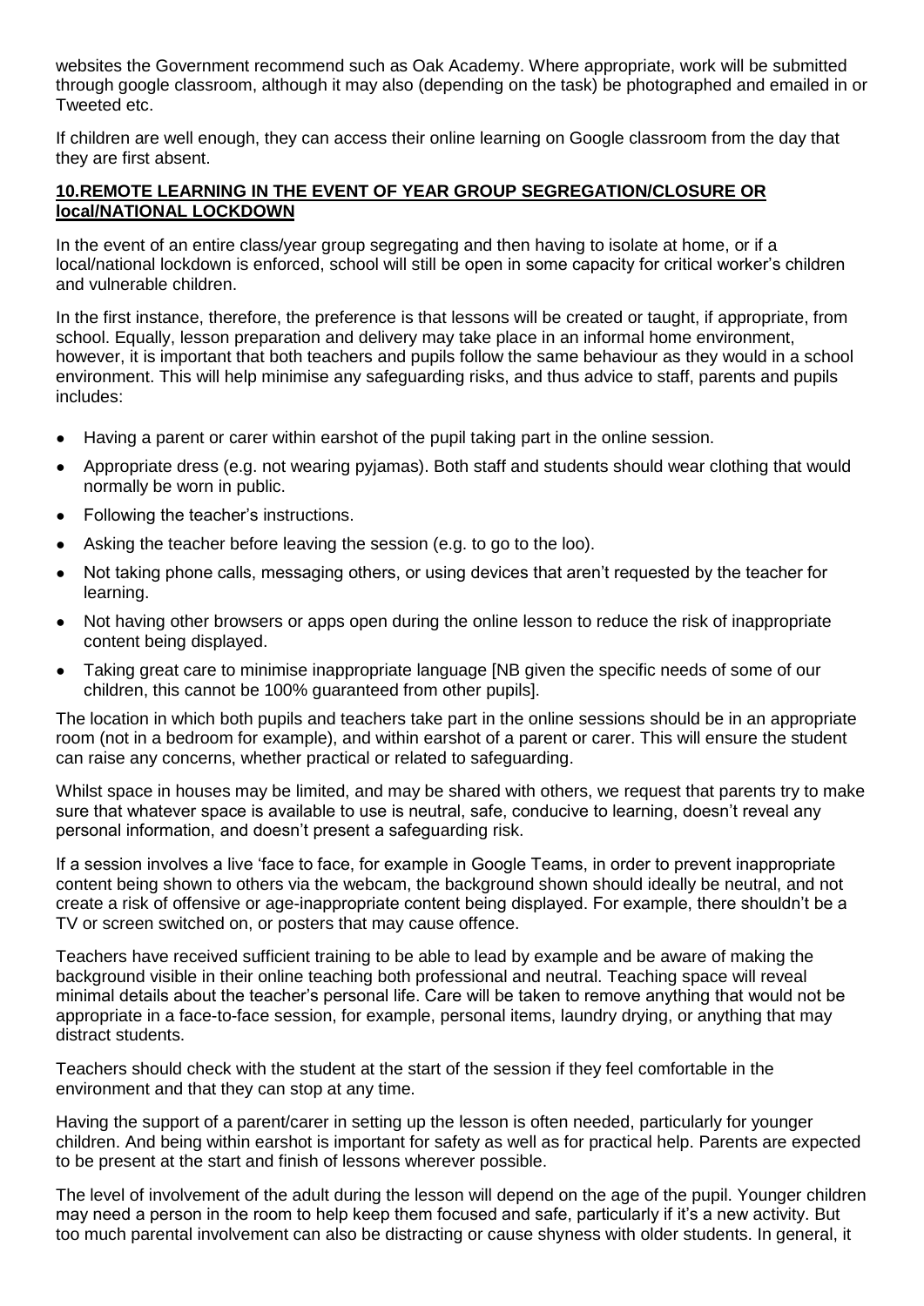websites the Government recommend such as Oak Academy. Where appropriate, work will be submitted through google classroom, although it may also (depending on the task) be photographed and emailed in or Tweeted etc.

If children are well enough, they can access their online learning on Google classroom from the day that they are first absent.

## 10.REMOTE LEARNING IN THE EVENT OF YEAR GROUP SEGREGATION/CLOSURE OR local/NATIONAL LOCKDOWN

In the event of an entire class/year group segregating and then having to isolate at home, or if a local/national lockdown is enforced, school will still be open in some capacity for critical worker's children and vulnerable children.

In the first instance, therefore, the preference is that lessons will be created or taught, if appropriate, from school. Equally, lesson preparation and delivery may take place in an informal home environment, however, it is important that both teachers and pupils follow the same behaviour as they would in a school environment. This will help minimise any safeguarding risks, and thus advice to staff, parents and pupils includes:

- Having a parent or carer within earshot of the pupil taking part in the online session.
- Appropriate dress (e.g. not wearing pyjamas). Both staff and students should wear clothing that would normally be worn in public.
- Following the teacher's instructions.
- Asking the teacher before leaving the session (e.g. to go to the loo).
- Not taking phone calls, messaging others, or using devices that aren't requested by the teacher for learning.
- Not having other browsers or apps open during the online lesson to reduce the risk of inappropriate content being displayed.
- Taking great care to minimise inappropriate language [NB given the specific needs of some of our children, this cannot be 100% guaranteed from other pupils].

The location in which both pupils and teachers take part in the online sessions should be in an appropriate room (not in a bedroom for example), and within earshot of a parent or carer. This will ensure the student can raise any concerns, whether practical or related to safeguarding.

Whilst space in houses may be limited, and may be shared with others, we request that parents try to make sure that whatever space is available to use is neutral, safe, conducive to learning, doesn't reveal any personal information, and doesn't present a safeguarding risk.

If a session involves a live 'face to face, for example in Google Teams, in order to prevent inappropriate content being shown to others via the webcam, the background shown should ideally be neutral, and not create a risk of offensive or age-inappropriate content being displayed. For example, there shouldn't be a TV or screen switched on, or posters that may cause offence.

Teachers have received sufficient training to be able to lead by example and be aware of making the background visible in their online teaching both professional and neutral. Teaching space will reveal minimal details about the teacher's personal life. Care will be taken to remove anything that would not be appropriate in a face-to-face session, for example, personal items, laundry drying, or anything that may distract students.

Teachers should check with the student at the start of the session if they feel comfortable in the environment and that they can stop at any time.

Having the support of a parent/carer in setting up the lesson is often needed, particularly for younger children. And being within earshot is important for safety as well as for practical help. Parents are expected to be present at the start and finish of lessons wherever possible.

The level of involvement of the adult during the lesson will depend on the age of the pupil. Younger children may need a person in the room to help keep them focused and safe, particularly if it's a new activity. But too much parental involvement can also be distracting or cause shyness with older students. In general, it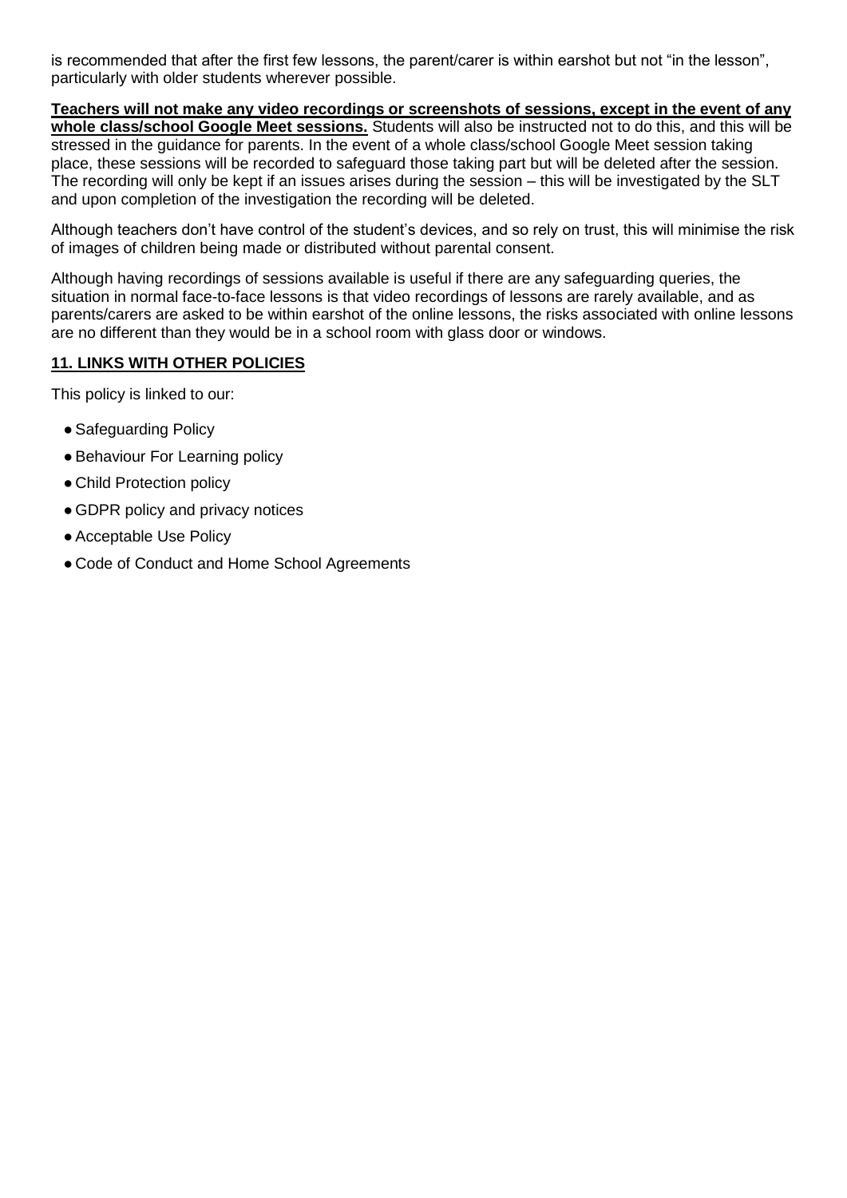is recommended that after the first few lessons, the parent/carer is within earshot but not "in the lesson", particularly with older students wherever possible.

**Teachers will not make any video recordings or screenshots of sessions, except in the event of any whole class/school Google Meet sessions.** Students will also be instructed not to do this, and this will be stressed in the guidance for parents. In the event of a whole class/school Google Meet session taking place, these sessions will be recorded to safeguard those taking part but will be deleted after the session. The recording will only be kept if an issues arises during the session – this will be investigated by the SLT and upon completion of the investigation the recording will be deleted.

Although teachers don't have control of the student's devices, and so rely on trust, this will minimise the risk of images of children being made or distributed without parental consent.

Although having recordings of sessions available is useful if there are any safeguarding queries, the situation in normal face-to-face lessons is that video recordings of lessons are rarely available, and as parents/carers are asked to be within earshot of the online lessons, the risks associated with online lessons are no different than they would be in a school room with glass door or windows.

## 11. LINKS WITH OTHER POLICIES

This policy is linked to our:

- Safeguarding Policy
- Behaviour For Learning policy
- Child Protection policy
- GDPR policy and privacy notices
- Acceptable Use Policy
- Code of Conduct and Home School Agreements